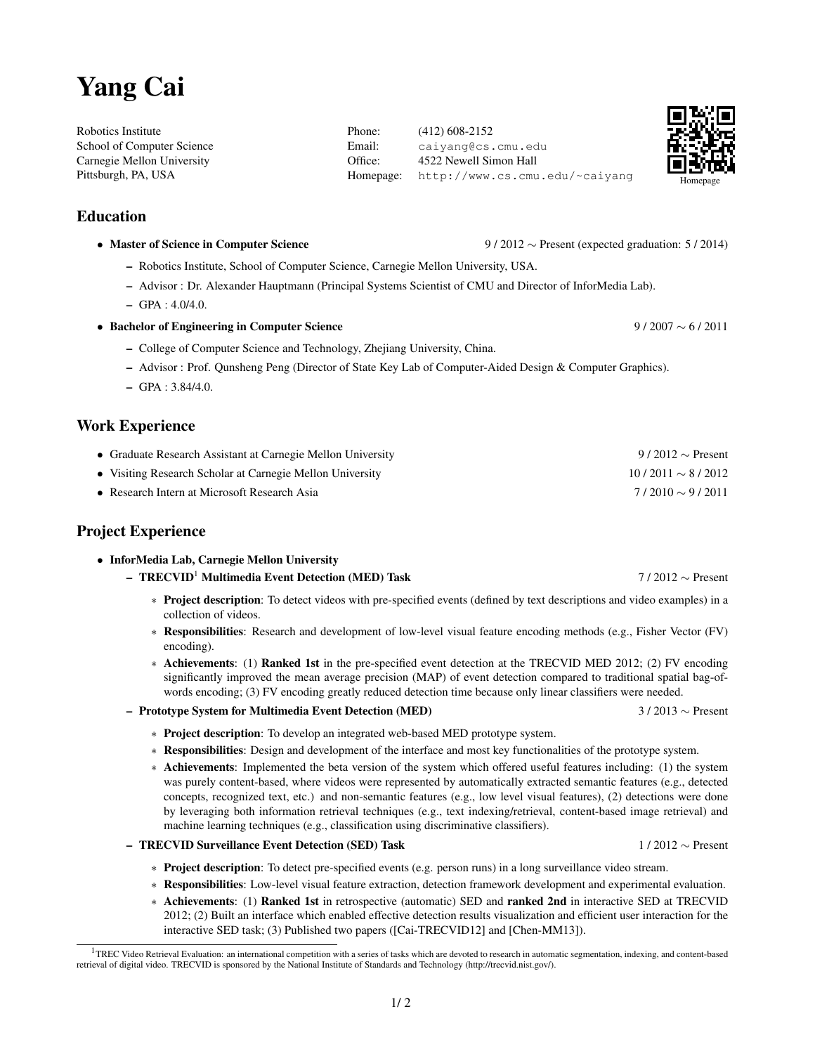# Yang Cai

Robotics Institute
School of Computer Science
Carnegie Mellon University
Pittsburgh, PA, USA

Phone: (412) 608-2152
Email: caiyang@cs.cmu.edu
Office: 4522 Newell Simon Hall
Homepage: http://www.cs.cmu.edu/~caiyang

Homepage

## Education

- **Master of Science in Computer Science** — 9 / 2012 ∼ Present (expected graduation: 5 / 2014)
  - Robotics Institute, School of Computer Science, Carnegie Mellon University, USA.
  - Advisor : Dr. Alexander Hauptmann (Principal Systems Scientist of CMU and Director of InforMedia Lab).
  - GPA : 4.0/4.0.
- **Bachelor of Engineering in Computer Science** — 9 / 2007 ∼ 6 / 2011
  - College of Computer Science and Technology, Zhejiang University, China.
  - Advisor : Prof. Qunsheng Peng (Director of State Key Lab of Computer-Aided Design & Computer Graphics).
  - GPA : 3.84/4.0.

## Work Experience

- Graduate Research Assistant at Carnegie Mellon University — 9 / 2012 ∼ Present
- Visiting Research Scholar at Carnegie Mellon University — 10 / 2011 ∼ 8 / 2012
- Research Intern at Microsoft Research Asia — 7 / 2010 ∼ 9 / 2011

## Project Experience

- **InforMedia Lab, Carnegie Mellon University**
  - **TRECVID[1] Multimedia Event Detection (MED) Task** — 7 / 2012 ∼ Present
    - **Project description**: To detect videos with pre-specified events (defined by text descriptions and video examples) in a collection of videos.
    - **Responsibilities**: Research and development of low-level visual feature encoding methods (e.g., Fisher Vector (FV) encoding).
    - **Achievements**: (1) **Ranked 1st** in the pre-specified event detection at the TRECVID MED 2012; (2) FV encoding significantly improved the mean average precision (MAP) of event detection compared to traditional spatial bag-of-words encoding; (3) FV encoding greatly reduced detection time because only linear classifiers were needed.
  - **Prototype System for Multimedia Event Detection (MED)** — 3 / 2013 ∼ Present
    - **Project description**: To develop an integrated web-based MED prototype system.
    - **Responsibilities**: Design and development of the interface and most key functionalities of the prototype system.
    - **Achievements**: Implemented the beta version of the system which offered useful features including: (1) the system was purely content-based, where videos were represented by automatically extracted semantic features (e.g., detected concepts, recognized text, etc.) and non-semantic features (e.g., low level visual features), (2) detections were done by leveraging both information retrieval techniques (e.g., text indexing/retrieval, content-based image retrieval) and machine learning techniques (e.g., classification using discriminative classifiers).
  - **TRECVID Surveillance Event Detection (SED) Task** — 1 / 2012 ∼ Present
    - **Project description**: To detect pre-specified events (e.g. person runs) in a long surveillance video stream.
    - **Responsibilities**: Low-level visual feature extraction, detection framework development and experimental evaluation.
    - **Achievements**: (1) **Ranked 1st** in retrospective (automatic) SED and **ranked 2nd** in interactive SED at TRECVID 2012; (2) Built an interface which enabled effective detection results visualization and efficient user interaction for the interactive SED task; (3) Published two papers ([Cai-TRECVID12] and [Chen-MM13]).

[1] TREC Video Retrieval Evaluation: an international competition with a series of tasks which are devoted to research in automatic segmentation, indexing, and content-based retrieval of digital video. TRECVID is sponsored by the National Institute of Standards and Technology (http://trecvid.nist.gov/).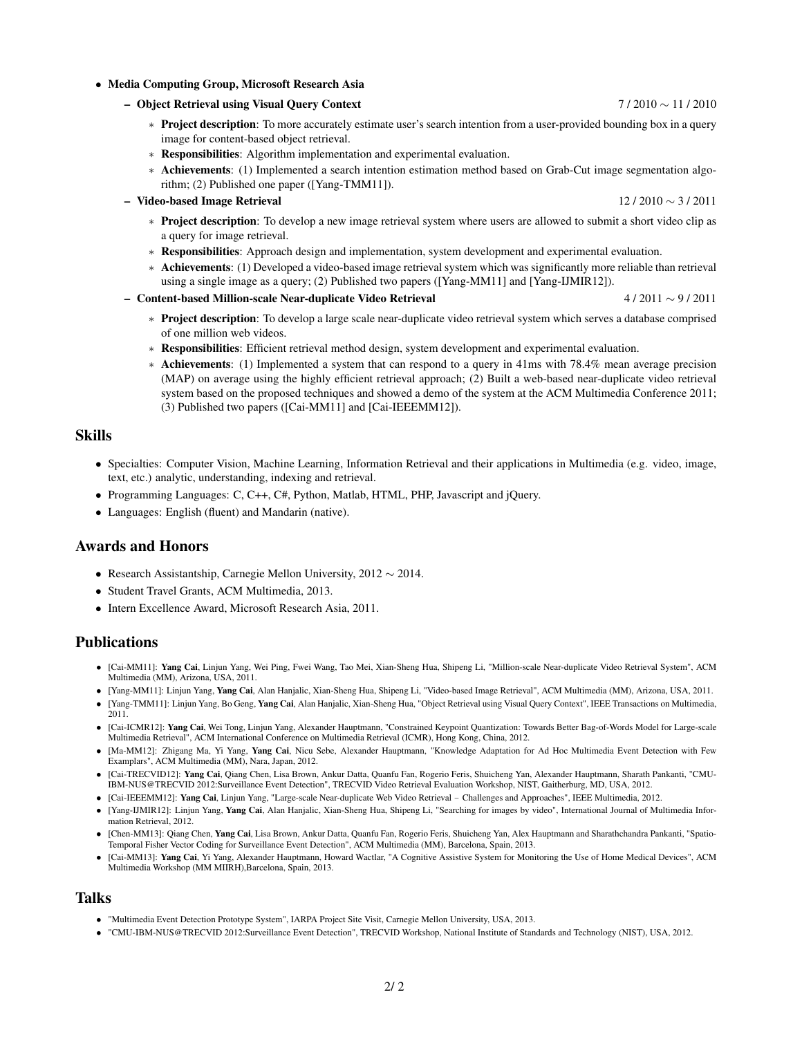- **Media Computing Group, Microsoft Research Asia**
  - **Object Retrieval using Visual Query Context** 7 / 2010 ∼ 11 / 2010
    - **Project description**: To more accurately estimate user's search intention from a user-provided bounding box in a query image for content-based object retrieval.
    - **Responsibilities**: Algorithm implementation and experimental evaluation.
    - **Achievements**: (1) Implemented a search intention estimation method based on Grab-Cut image segmentation algorithm; (2) Published one paper ([Yang-TMM11]).
  - **Video-based Image Retrieval** 12 / 2010 ∼ 3 / 2011
    - **Project description**: To develop a new image retrieval system where users are allowed to submit a short video clip as a query for image retrieval.
    - **Responsibilities**: Approach design and implementation, system development and experimental evaluation.
    - **Achievements**: (1) Developed a video-based image retrieval system which was significantly more reliable than retrieval using a single image as a query; (2) Published two papers ([Yang-MM11] and [Yang-IJMIR12]).
  - **Content-based Million-scale Near-duplicate Video Retrieval** 4 / 2011 ∼ 9 / 2011
    - **Project description**: To develop a large scale near-duplicate video retrieval system which serves a database comprised of one million web videos.
    - **Responsibilities**: Efficient retrieval method design, system development and experimental evaluation.
    - **Achievements**: (1) Implemented a system that can respond to a query in 41ms with 78.4% mean average precision (MAP) on average using the highly efficient retrieval approach; (2) Built a web-based near-duplicate video retrieval system based on the proposed techniques and showed a demo of the system at the ACM Multimedia Conference 2011; (3) Published two papers ([Cai-MM11] and [Cai-IEEEMM12]).

## Skills

- Specialties: Computer Vision, Machine Learning, Information Retrieval and their applications in Multimedia (e.g. video, image, text, etc.) analytic, understanding, indexing and retrieval.
- Programming Languages: C, C++, C#, Python, Matlab, HTML, PHP, Javascript and jQuery.
- Languages: English (fluent) and Mandarin (native).

## Awards and Honors

- Research Assistantship, Carnegie Mellon University, 2012 ∼ 2014.
- Student Travel Grants, ACM Multimedia, 2013.
- Intern Excellence Award, Microsoft Research Asia, 2011.

## Publications

- [Cai-MM11]: **Yang Cai**, Linjun Yang, Wei Ping, Fwei Wang, Tao Mei, Xian-Sheng Hua, Shipeng Li, "Million-scale Near-duplicate Video Retrieval System", ACM Multimedia (MM), Arizona, USA, 2011.
- [Yang-MM11]: Linjun Yang, **Yang Cai**, Alan Hanjalic, Xian-Sheng Hua, Shipeng Li, "Video-based Image Retrieval", ACM Multimedia (MM), Arizona, USA, 2011.
- [Yang-TMM11]: Linjun Yang, Bo Geng, **Yang Cai**, Alan Hanjalic, Xian-Sheng Hua, "Object Retrieval using Visual Query Context", IEEE Transactions on Multimedia, 2011.
- [Cai-ICMR12]: **Yang Cai**, Wei Tong, Linjun Yang, Alexander Hauptmann, "Constrained Keypoint Quantization: Towards Better Bag-of-Words Model for Large-scale Multimedia Retrieval", ACM International Conference on Multimedia Retrieval (ICMR), Hong Kong, China, 2012.
- [Ma-MM12]: Zhigang Ma, Yi Yang, **Yang Cai**, Nicu Sebe, Alexander Hauptmann, "Knowledge Adaptation for Ad Hoc Multimedia Event Detection with Few Examplars", ACM Multimedia (MM), Nara, Japan, 2012.
- [Cai-TRECVID12]: **Yang Cai**, Qiang Chen, Lisa Brown, Ankur Datta, Quanfu Fan, Rogerio Feris, Shuicheng Yan, Alexander Hauptmann, Sharath Pankanti, "CMU-IBM-NUS@TRECVID 2012:Surveillance Event Detection", TRECVID Video Retrieval Evaluation Workshop, NIST, Gaitherburg, MD, USA, 2012.
- [Cai-IEEEMM12]: **Yang Cai**, Linjun Yang, "Large-scale Near-duplicate Web Video Retrieval – Challenges and Approaches", IEEE Multimedia, 2012.
- [Yang-IJMIR12]: Linjun Yang, **Yang Cai**, Alan Hanjalic, Xian-Sheng Hua, Shipeng Li, "Searching for images by video", International Journal of Multimedia Information Retrieval, 2012.
- [Chen-MM13]: Qiang Chen, **Yang Cai**, Lisa Brown, Ankur Datta, Quanfu Fan, Rogerio Feris, Shuicheng Yan, Alex Hauptmann and Sharathchandra Pankanti, "Spatio-Temporal Fisher Vector Coding for Surveillance Event Detection", ACM Multimedia (MM), Barcelona, Spain, 2013.
- [Cai-MM13]: **Yang Cai**, Yi Yang, Alexander Hauptmann, Howard Wactlar, "A Cognitive Assistive System for Monitoring the Use of Home Medical Devices", ACM Multimedia Workshop (MM MIIRH),Barcelona, Spain, 2013.

## Talks

- "Multimedia Event Detection Prototype System", IARPA Project Site Visit, Carnegie Mellon University, USA, 2013.
- "CMU-IBM-NUS@TRECVID 2012:Surveillance Event Detection", TRECVID Workshop, National Institute of Standards and Technology (NIST), USA, 2012.